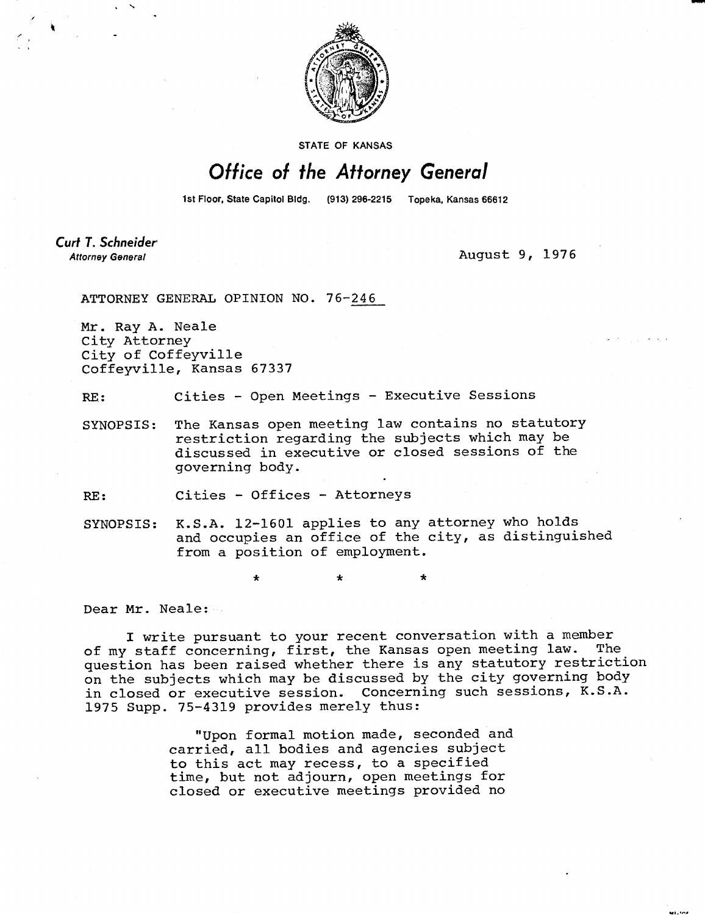STATE OF KANSAS

# Office of the Attorney General

1st Floor, State Capitol Bldg. (913) 296-2215 Topeka, Kansas 66612

**Curt T. Schneider**
*Attorney General*

August 9, 1976

ATTORNEY GENERAL OPINION NO. 76-246

Mr. Ray A. Neale
City Attorney
City of Coffeyville
Coffeyville, Kansas 67337

RE: Cities - Open Meetings - Executive Sessions

SYNOPSIS: The Kansas open meeting law contains no statutory restriction regarding the subjects which may be discussed in executive or closed sessions of the governing body.

RE: Cities - Offices - Attorneys

SYNOPSIS: K.S.A. 12-1601 applies to any attorney who holds and occupies an office of the city, as distinguished from a position of employment.

\* \* \*

Dear Mr. Neale:

I write pursuant to your recent conversation with a member of my staff concerning, first, the Kansas open meeting law. The question has been raised whether there is any statutory restriction on the subjects which may be discussed by the city governing body in closed or executive session. Concerning such sessions, K.S.A. 1975 Supp. 75-4319 provides merely thus:

> "Upon formal motion made, seconded and carried, all bodies and agencies subject to this act may recess, to a specified time, but not adjourn, open meetings for closed or executive meetings provided no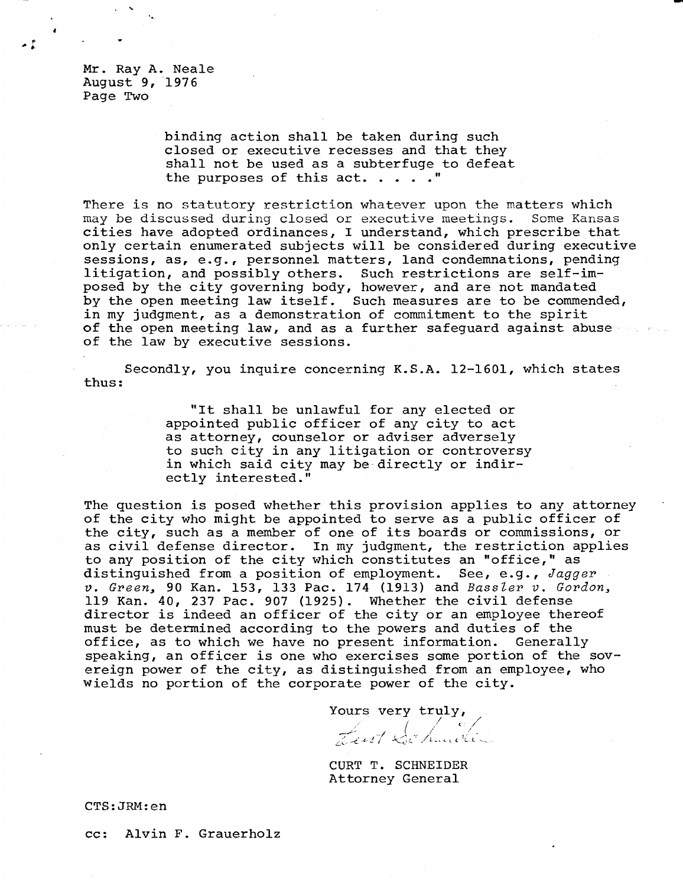Mr. Ray A. Neale
August 9, 1976
Page Two

> binding action shall be taken during such closed or executive recesses and that they shall not be used as a subterfuge to defeat the purposes of this act. . . . ."

There is no statutory restriction whatever upon the matters which may be discussed during closed or executive meetings. Some Kansas cities have adopted ordinances, I understand, which prescribe that only certain enumerated subjects will be considered during executive sessions, as, e.g., personnel matters, land condemnations, pending litigation, and possibly others. Such restrictions are self-imposed by the city governing body, however, and are not mandated by the open meeting law itself. Such measures are to be commended, in my judgment, as a demonstration of commitment to the spirit of the open meeting law, and as a further safeguard against abuse of the law by executive sessions.

Secondly, you inquire concerning K.S.A. 12-1601, which states thus:

> "It shall be unlawful for any elected or appointed public officer of any city to act as attorney, counselor or adviser adversely to such city in any litigation or controversy in which said city may be directly or indirectly interested."

The question is posed whether this provision applies to any attorney of the city who might be appointed to serve as a public officer of the city, such as a member of one of its boards or commissions, or as civil defense director. In my judgment, the restriction applies to any position of the city which constitutes an "office," as distinguished from a position of employment. See, e.g., *Jagger v. Green*, 90 Kan. 153, 133 Pac. 174 (1913) and *Bassler v. Gordon*, 119 Kan. 40, 237 Pac. 907 (1925). Whether the civil defense director is indeed an officer of the city or an employee thereof must be determined according to the powers and duties of the office, as to which we have no present information. Generally speaking, an officer is one who exercises some portion of the sovereign power of the city, as distinguished from an employee, who wields no portion of the corporate power of the city.

Yours very truly,

CURT T. SCHNEIDER
Attorney General

CTS:JRM:en

cc: Alvin F. Grauerholz